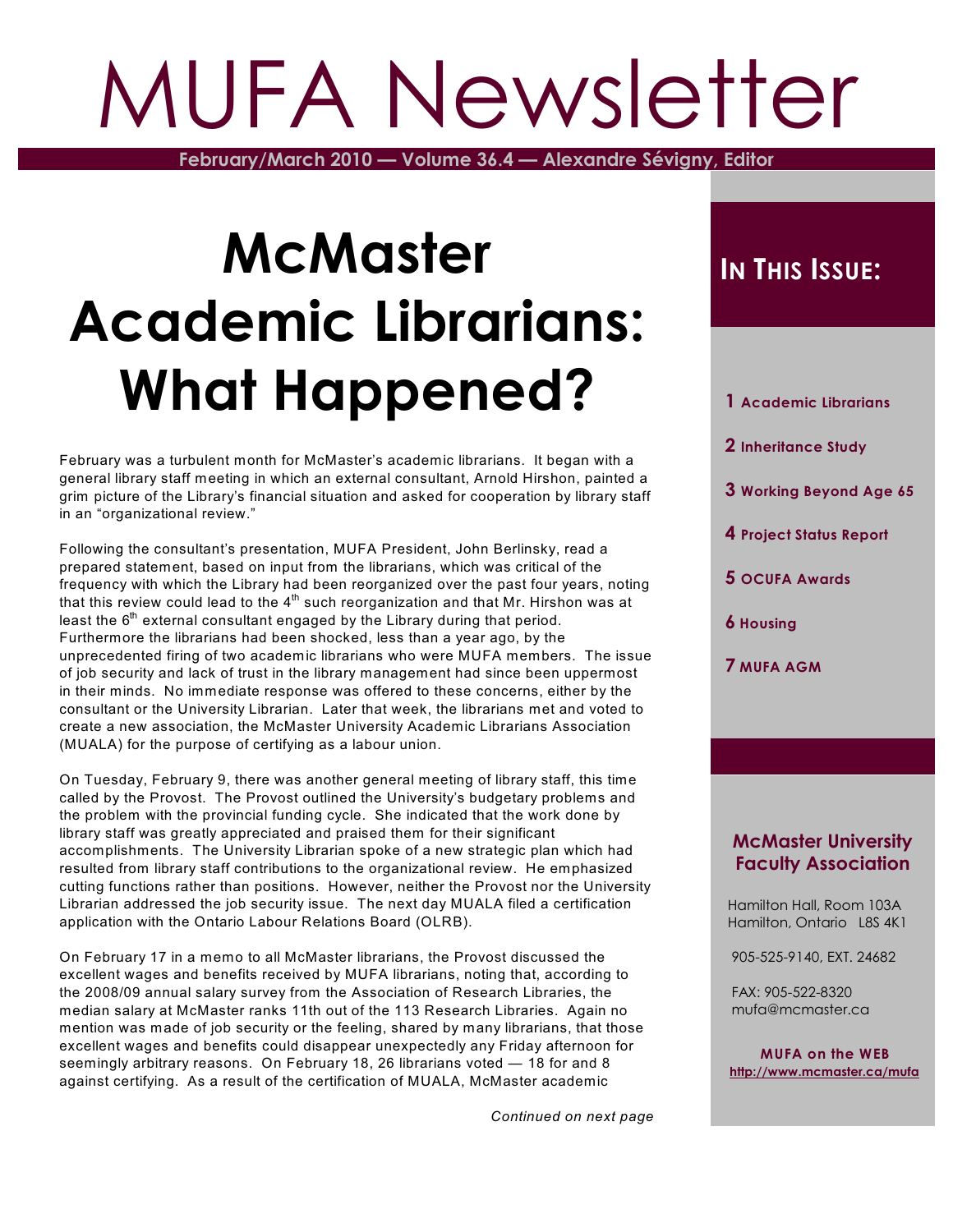# MUFA Newsletter

**February/March 2010 — Volume 36.4 — Alexandre Sévigny, Editor**

# McMaster Academic Librarians: What Happened?

February was a turbulent month for McMaster's academic librarians. It began with a general library staff meeting in which an external consultant, Arnold Hirshon, painted a grim picture of the Library's financial situation and asked for cooperation by library staff in an "organizational review."

Following the consultant's presentation, MUFA President, John Berlinsky, read a prepared statement, based on input from the librarians, which was critical of the frequency with which the Library had been reorganized over the past four years, noting that this review could lead to the 4th such reorganization and that Mr. Hirshon was at least the 6th external consultant engaged by the Library during that period. Furthermore the librarians had been shocked, less than a year ago, by the unprecedented firing of two academic librarians who were MUFA members. The issue of job security and lack of trust in the library management had since been uppermost in their minds. No immediate response was offered to these concerns, either by the consultant or the University Librarian. Later that week, the librarians met and voted to create a new association, the McMaster University Academic Librarians Association (MUALA) for the purpose of certifying as a labour union.

On Tuesday, February 9, there was another general meeting of library staff, this time called by the Provost. The Provost outlined the University's budgetary problems and the problem with the provincial funding cycle. She indicated that the work done by library staff was greatly appreciated and praised them for their significant accomplishments. The University Librarian spoke of a new strategic plan which had resulted from library staff contributions to the organizational review. He emphasized cutting functions rather than positions. However, neither the Provost nor the University Librarian addressed the job security issue. The next day MUALA filed a certification application with the Ontario Labour Relations Board (OLRB).

On February 17 in a memo to all McMaster librarians, the Provost discussed the excellent wages and benefits received by MUFA librarians, noting that, according to the 2008/09 annual salary survey from the Association of Research Libraries, the median salary at McMaster ranks 11th out of the 113 Research Libraries. Again no mention was made of job security or the feeling, shared by many librarians, that those excellent wages and benefits could disappear unexpectedly any Friday afternoon for seemingly arbitrary reasons. On February 18, 26 librarians voted — 18 for and 8 against certifying. As a result of the certification of MUALA, McMaster academic

*Continued on next page*

## In This Issue:

- **1** Academic Librarians
- **2** Inheritance Study
- **3** Working Beyond Age 65
- **4** Project Status Report
- **5** OCUFA Awards
- **6** Housing
- **7** MUFA AGM

### McMaster University Faculty Association

Hamilton Hall, Room 103A
Hamilton, Ontario L8S 4K1

905-525-9140, EXT. 24682

FAX: 905-522-8320
mufa@mcmaster.ca

**MUFA on the WEB**
http://www.mcmaster.ca/mufa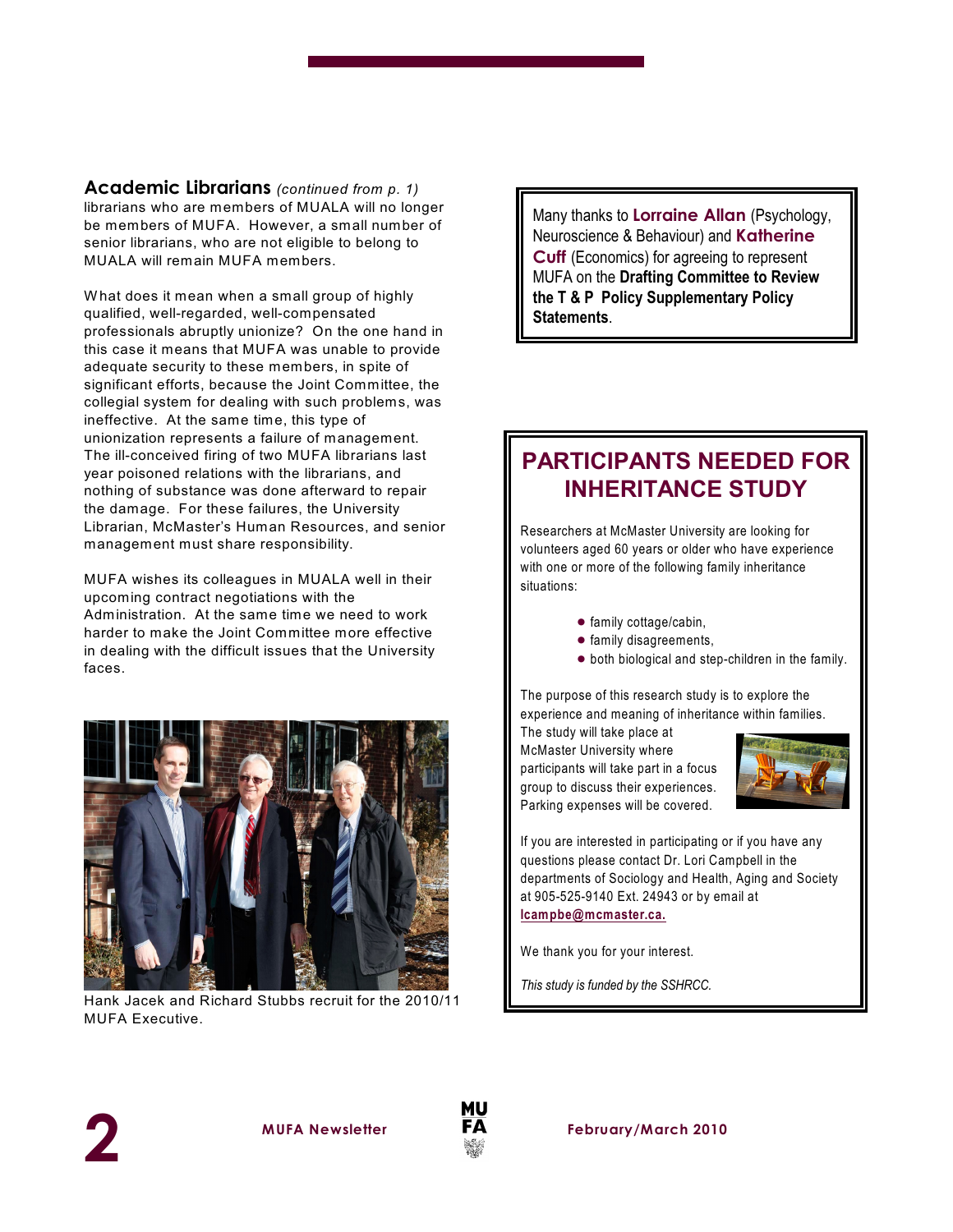## Academic Librarians *(continued from p. 1)*

librarians who are members of MUALA will no longer be members of MUFA. However, a small number of senior librarians, who are not eligible to belong to MUALA will remain MUFA members.

What does it mean when a small group of highly qualified, well-regarded, well-compensated professionals abruptly unionize? On the one hand in this case it means that MUFA was unable to provide adequate security to these members, in spite of significant efforts, because the Joint Committee, the collegial system for dealing with such problems, was ineffective. At the same time, this type of unionization represents a failure of management. The ill-conceived firing of two MUFA librarians last year poisoned relations with the librarians, and nothing of substance was done afterward to repair the damage. For these failures, the University Librarian, McMaster's Human Resources, and senior management must share responsibility.

MUFA wishes its colleagues in MUALA well in their upcoming contract negotiations with the Administration. At the same time we need to work harder to make the Joint Committee more effective in dealing with the difficult issues that the University faces.

Hank Jacek and Richard Stubbs recruit for the 2010/11 MUFA Executive.

---

Many thanks to **Lorraine Allan** (Psychology, Neuroscience & Behaviour) and **Katherine Cuff** (Economics) for agreeing to represent MUFA on the **Drafting Committee to Review the T & P Policy Supplementary Policy Statements**.

---

## PARTICIPANTS NEEDED FOR INHERITANCE STUDY

Researchers at McMaster University are looking for volunteers aged 60 years or older who have experience with one or more of the following family inheritance situations:

- family cottage/cabin,
- family disagreements,
- both biological and step-children in the family.

The purpose of this research study is to explore the experience and meaning of inheritance within families. The study will take place at McMaster University where participants will take part in a focus group to discuss their experiences. Parking expenses will be covered.

If you are interested in participating or if you have any questions please contact Dr. Lori Campbell in the departments of Sociology and Health, Aging and Society at 905-525-9140 Ext. 24943 or by email at **lcampbe@mcmaster.ca.**

We thank you for your interest.

*This study is funded by the SSHRCC.*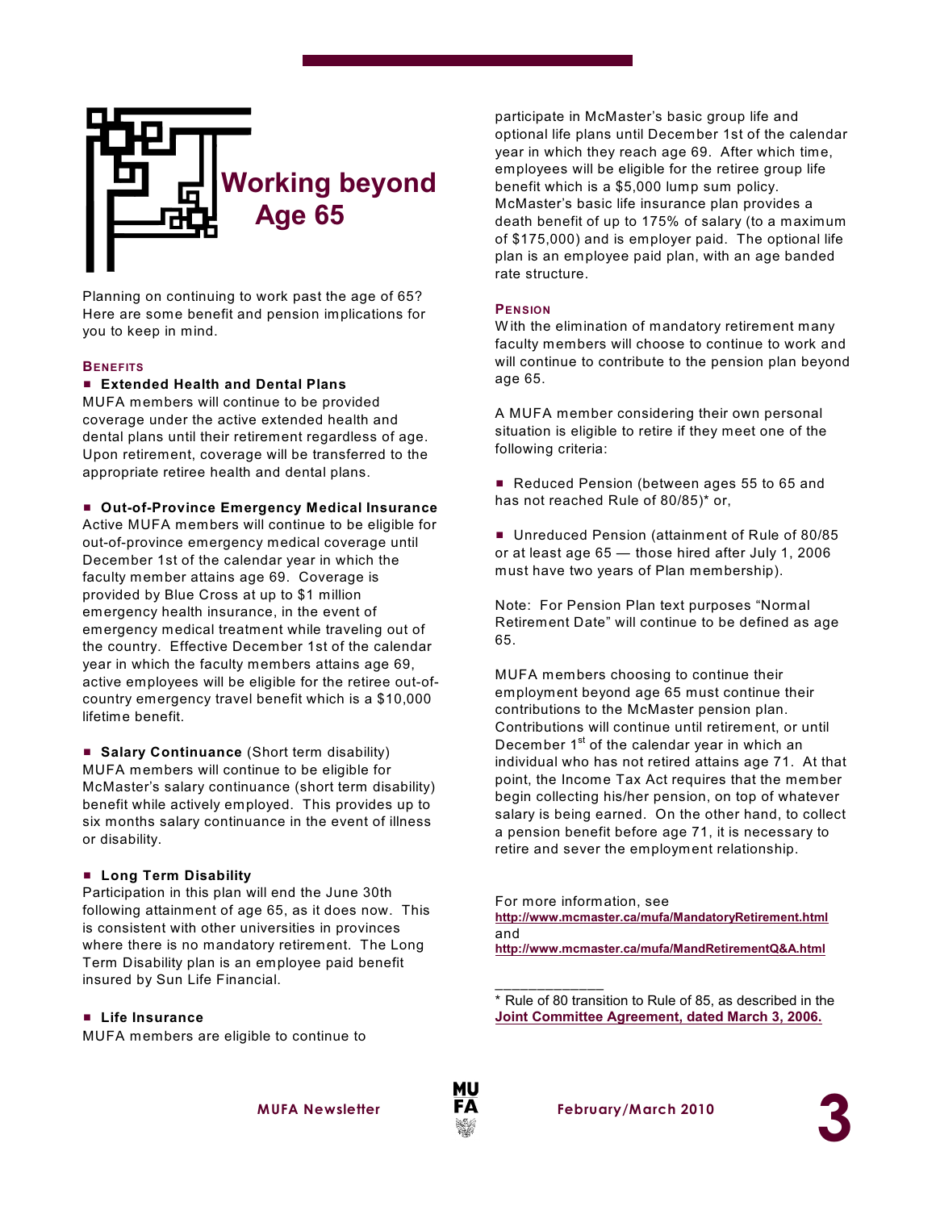# Working beyond Age 65

Planning on continuing to work past the age of 65? Here are some benefit and pension implications for you to keep in mind.

## Benefits

- **Extended Health and Dental Plans**

MUFA members will continue to be provided coverage under the active extended health and dental plans until their retirement regardless of age. Upon retirement, coverage will be transferred to the appropriate retiree health and dental plans.

- **Out-of-Province Emergency Medical Insurance**

Active MUFA members will continue to be eligible for out-of-province emergency medical coverage until December 1st of the calendar year in which the faculty member attains age 69. Coverage is provided by Blue Cross at up to $1 million emergency health insurance, in the event of emergency medical treatment while traveling out of the country. Effective December 1st of the calendar year in which the faculty members attains age 69, active employees will be eligible for the retiree out-of-country emergency travel benefit which is a $10,000 lifetime benefit.

- **Salary Continuance** (Short term disability)

MUFA members will continue to be eligible for McMaster's salary continuance (short term disability) benefit while actively employed. This provides up to six months salary continuance in the event of illness or disability.

- **Long Term Disability**

Participation in this plan will end the June 30th following attainment of age 65, as it does now. This is consistent with other universities in provinces where there is no mandatory retirement. The Long Term Disability plan is an employee paid benefit insured by Sun Life Financial.

- **Life Insurance**

MUFA members are eligible to continue to participate in McMaster's basic group life and optional life plans until December 1st of the calendar year in which they reach age 69. After which time, employees will be eligible for the retiree group life benefit which is a $5,000 lump sum policy. McMaster's basic life insurance plan provides a death benefit of up to 175% of salary (to a maximum of $175,000) and is employer paid. The optional life plan is an employee paid plan, with an age banded rate structure.

## Pension

With the elimination of mandatory retirement many faculty members will choose to continue to work and will continue to contribute to the pension plan beyond age 65.

A MUFA member considering their own personal situation is eligible to retire if they meet one of the following criteria:

- Reduced Pension (between ages 55 to 65 and has not reached Rule of 80/85)* or,

- Unreduced Pension (attainment of Rule of 80/85 or at least age 65 — those hired after July 1, 2006 must have two years of Plan membership).

Note: For Pension Plan text purposes "Normal Retirement Date" will continue to be defined as age 65.

MUFA members choosing to continue their employment beyond age 65 must continue their contributions to the McMaster pension plan. Contributions will continue until retirement, or until December 1st of the calendar year in which an individual who has not retired attains age 71. At that point, the Income Tax Act requires that the member begin collecting his/her pension, on top of whatever salary is being earned. On the other hand, to collect a pension benefit before age 71, it is necessary to retire and sever the employment relationship.

For more information, see
**http://www.mcmaster.ca/mufa/MandatoryRetirement.html**
and
**http://www.mcmaster.ca/mufa/MandRetirementQ&A.html**

_____________

* Rule of 80 transition to Rule of 85, as described in the **Joint Committee Agreement, dated March 3, 2006.**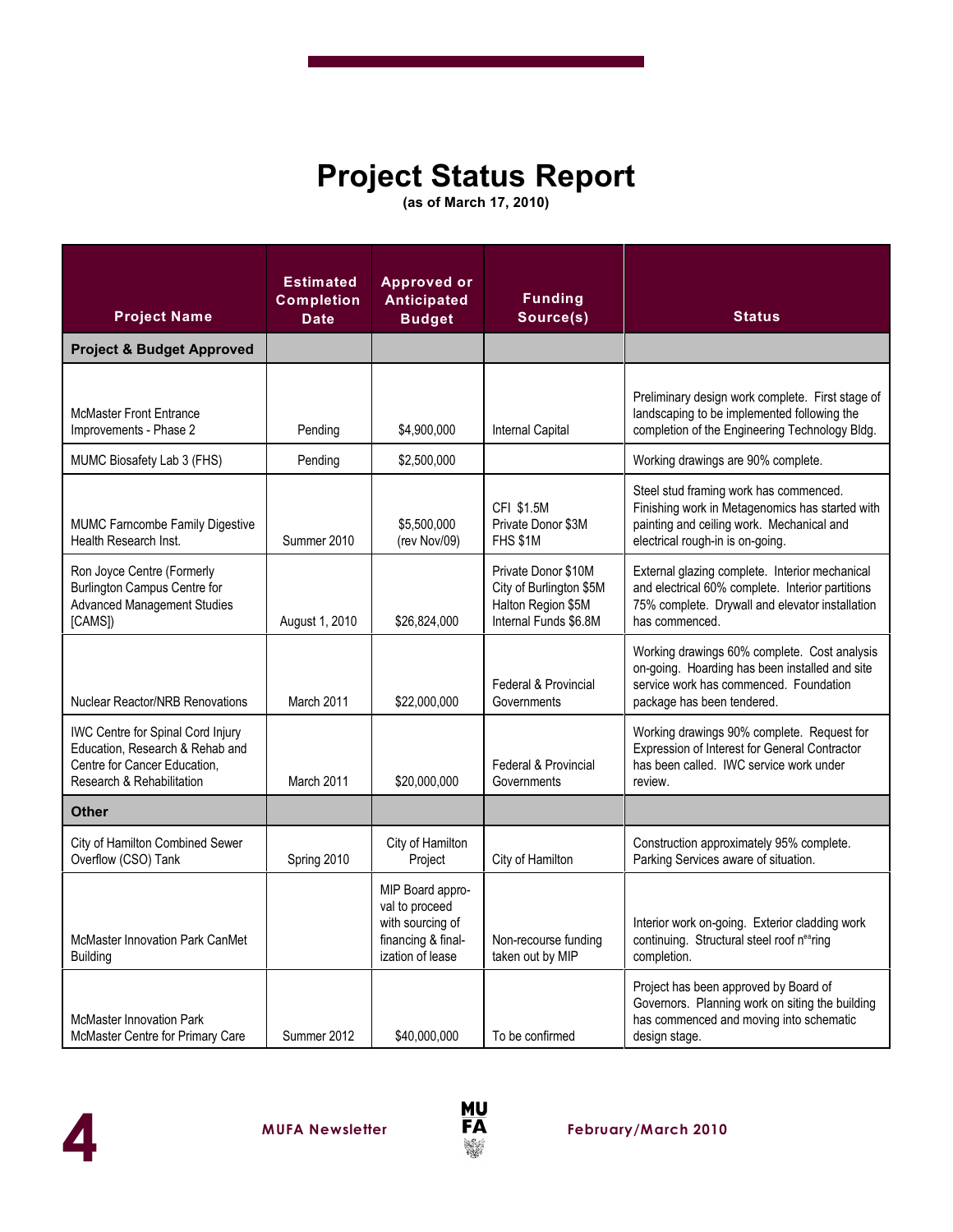# Project Status Report

**(as of March 17, 2010)**

| Project Name | Estimated Completion Date | Approved or Anticipated Budget | Funding Source(s) | Status |
|---|---|---|---|---|
| **Project & Budget Approved** | | | | |
| McMaster Front Entrance Improvements - Phase 2 | Pending | $4,900,000 | Internal Capital | Preliminary design work complete. First stage of landscaping to be implemented following the completion of the Engineering Technology Bldg. |
| MUMC Biosafety Lab 3 (FHS) | Pending | $2,500,000 | | Working drawings are 90% complete. |
| MUMC Farncombe Family Digestive Health Research Inst. | Summer 2010 | $5,500,000 (rev Nov/09) | CFI $1.5M<br>Private Donor $3M<br>FHS $1M | Steel stud framing work has commenced. Finishing work in Metagenomics has started with painting and ceiling work. Mechanical and electrical rough-in is on-going. |
| Ron Joyce Centre (Formerly Burlington Campus Centre for Advanced Management Studies [CAMS]) | August 1, 2010 | $26,824,000 | Private Donor $10M<br>City of Burlington $5M<br>Halton Region $5M<br>Internal Funds $6.8M | External glazing complete. Interior mechanical and electrical 60% complete. Interior partitions 75% complete. Drywall and elevator installation has commenced. |
| Nuclear Reactor/NRB Renovations | March 2011 | $22,000,000 | Federal & Provincial Governments | Working drawings 60% complete. Cost analysis on-going. Hoarding has been installed and site service work has commenced. Foundation package has been tendered. |
| IWC Centre for Spinal Cord Injury Education, Research & Rehab and Centre for Cancer Education, Research & Rehabilitation | March 2011 | $20,000,000 | Federal & Provincial Governments | Working drawings 90% complete. Request for Expression of Interest for General Contractor has been called. IWC service work under review. |
| **Other** | | | | |
| City of Hamilton Combined Sewer Overflow (CSO) Tank | Spring 2010 | City of Hamilton Project | City of Hamilton | Construction approximately 95% complete. Parking Services aware of situation. |
| McMaster Innovation Park CanMet Building | | MIP Board approval to proceed with sourcing of financing & finalization of lease | Non-recourse funding taken out by MIP | Interior work on-going. Exterior cladding work continuing. Structural steel roof nearing completion. |
| McMaster Innovation Park McMaster Centre for Primary Care | Summer 2012 | $40,000,000 | To be confirmed | Project has been approved by Board of Governors. Planning work on siting the building has commenced and moving into schematic design stage. |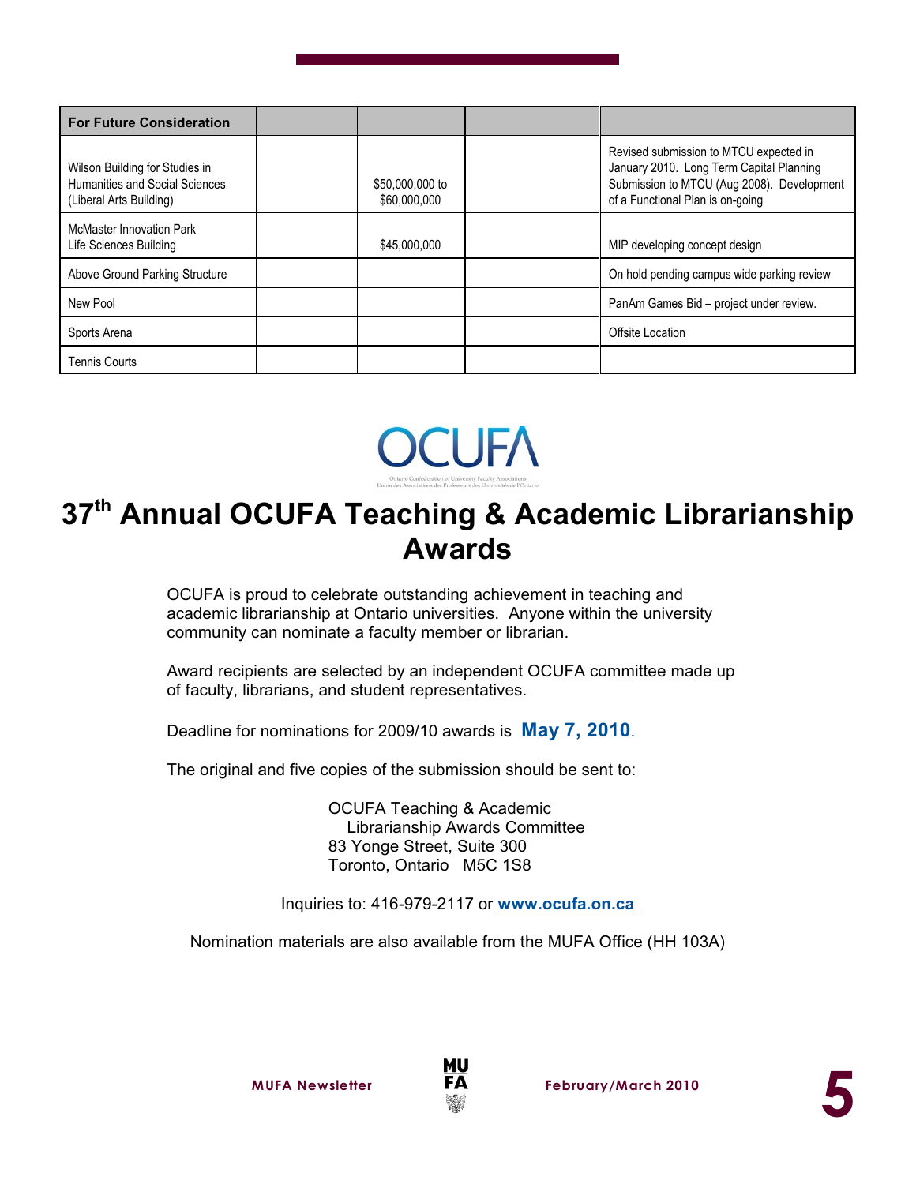| For Future Consideration | | | | |
|---|---|---|---|---|
| Wilson Building for Studies in Humanities and Social Sciences (Liberal Arts Building) | | $50,000,000 to $60,000,000 | | Revised submission to MTCU expected in January 2010. Long Term Capital Planning Submission to MTCU (Aug 2008). Development of a Functional Plan is on-going |
| McMaster Innovation Park Life Sciences Building | | $45,000,000 | | MIP developing concept design |
| Above Ground Parking Structure | | | | On hold pending campus wide parking review |
| New Pool | | | | PanAm Games Bid – project under review. |
| Sports Arena | | | | Offsite Location |
| Tennis Courts | | | | |

OCUFA

Ontario Confederation of University Faculty Associations
Union des Associations des Professeurs des Universités de l'Ontario

# 37th Annual OCUFA Teaching & Academic Librarianship Awards

OCUFA is proud to celebrate outstanding achievement in teaching and academic librarianship at Ontario universities. Anyone within the university community can nominate a faculty member or librarian.

Award recipients are selected by an independent OCUFA committee made up of faculty, librarians, and student representatives.

Deadline for nominations for 2009/10 awards is **May 7, 2010**.

The original and five copies of the submission should be sent to:

OCUFA Teaching & Academic
Librarianship Awards Committee
83 Yonge Street, Suite 300
Toronto, Ontario M5C 1S8

Inquiries to: 416-979-2117 or **www.ocufa.on.ca**

Nomination materials are also available from the MUFA Office (HH 103A)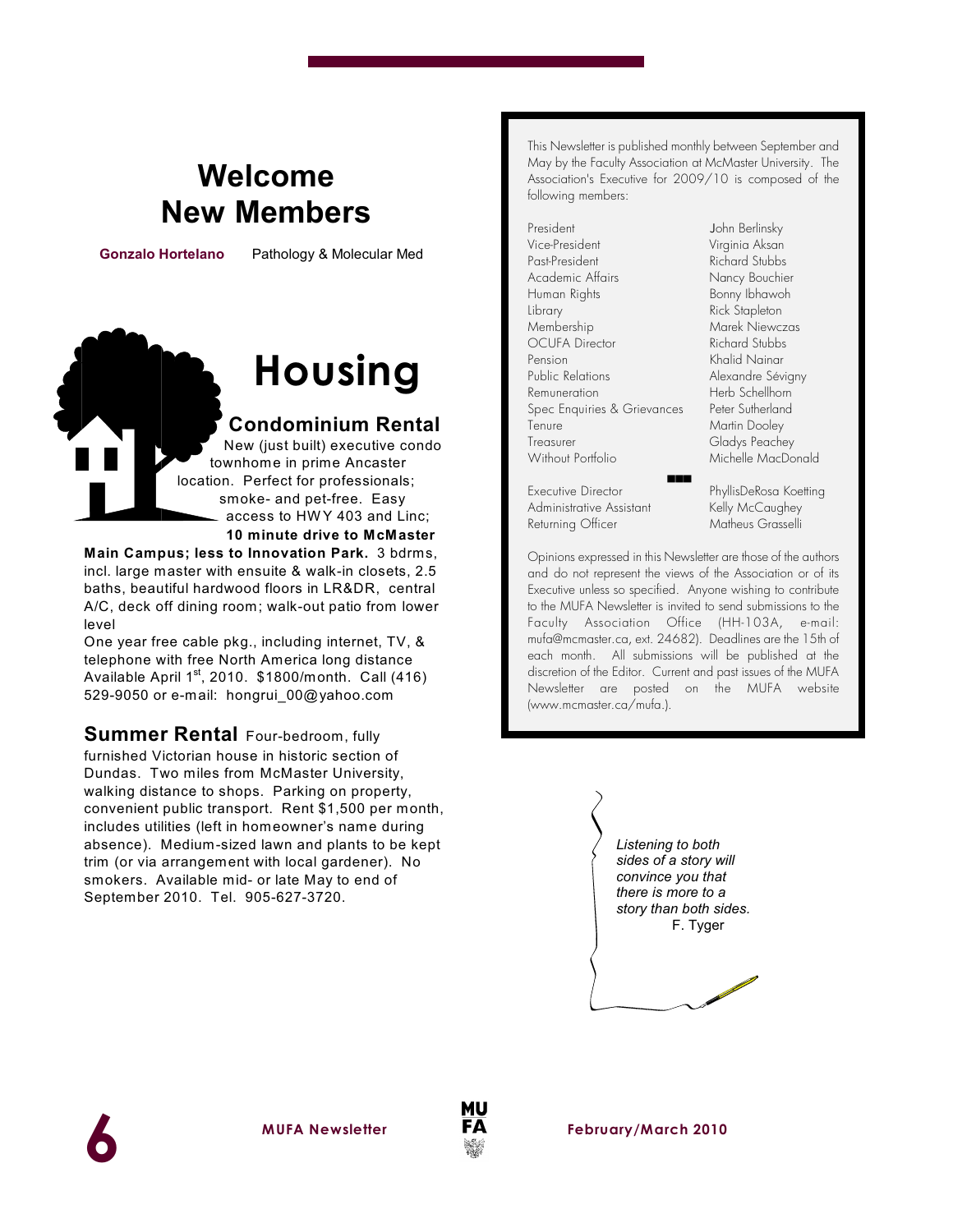# Welcome New Members

**Gonzalo Hortelano** Pathology & Molecular Med

# Housing

## Condominium Rental

New (just built) executive condo townhome in prime Ancaster location. Perfect for professionals; smoke- and pet-free. Easy access to HWY 403 and Linc; **10 minute drive to McMaster Main Campus; less to Innovation Park.** 3 bdrms, incl. large master with ensuite & walk-in closets, 2.5 baths, beautiful hardwood floors in LR&DR, central A/C, deck off dining room; walk-out patio from lower level

One year free cable pkg., including internet, TV, & telephone with free North America long distance Available April 1st, 2010. $1800/month. Call (416) 529-9050 or e-mail: hongrui_00@yahoo.com

**Summer Rental** Four-bedroom, fully furnished Victorian house in historic section of Dundas. Two miles from McMaster University, walking distance to shops. Parking on property, convenient public transport. Rent $1,500 per month, includes utilities (left in homeowner's name during absence). Medium-sized lawn and plants to be kept trim (or via arrangement with local gardener). No smokers. Available mid- or late May to end of September 2010. Tel. 905-627-3720.

---

This Newsletter is published monthly between September and May by the Faculty Association at McMaster University. The Association's Executive for 2009/10 is composed of the following members:

| | |
|---|---|
| President | John Berlinsky |
| Vice-President | Virginia Aksan |
| Past-President | Richard Stubbs |
| Academic Affairs | Nancy Bouchier |
| Human Rights | Bonny Ibhawoh |
| Library | Rick Stapleton |
| Membership | Marek Niewczas |
| OCUFA Director | Richard Stubbs |
| Pension | Khalid Nainar |
| Public Relations | Alexandre Sévigny |
| Remuneration | Herb Schellhorn |
| Spec Enquiries & Grievances | Peter Sutherland |
| Tenure | Martin Dooley |
| Treasurer | Gladys Peachey |
| Without Portfolio | Michelle MacDonald |
| Executive Director | PhyllisDeRosa Koetting |
| Administrative Assistant | Kelly McCaughey |
| Returning Officer | Matheus Grasselli |

Opinions expressed in this Newsletter are those of the authors and do not represent the views of the Association or of its Executive unless so specified. Anyone wishing to contribute to the MUFA Newsletter is invited to send submissions to the Faculty Association Office (HH-103A, e-mail: mufa@mcmaster.ca, ext. 24682). Deadlines are the 15th of each month. All submissions will be published at the discretion of the Editor. Current and past issues of the MUFA Newsletter are posted on the MUFA website (www.mcmaster.ca/mufa.).

---

*Listening to both sides of a story will convince you that there is more to a story than both sides.*

F. Tyger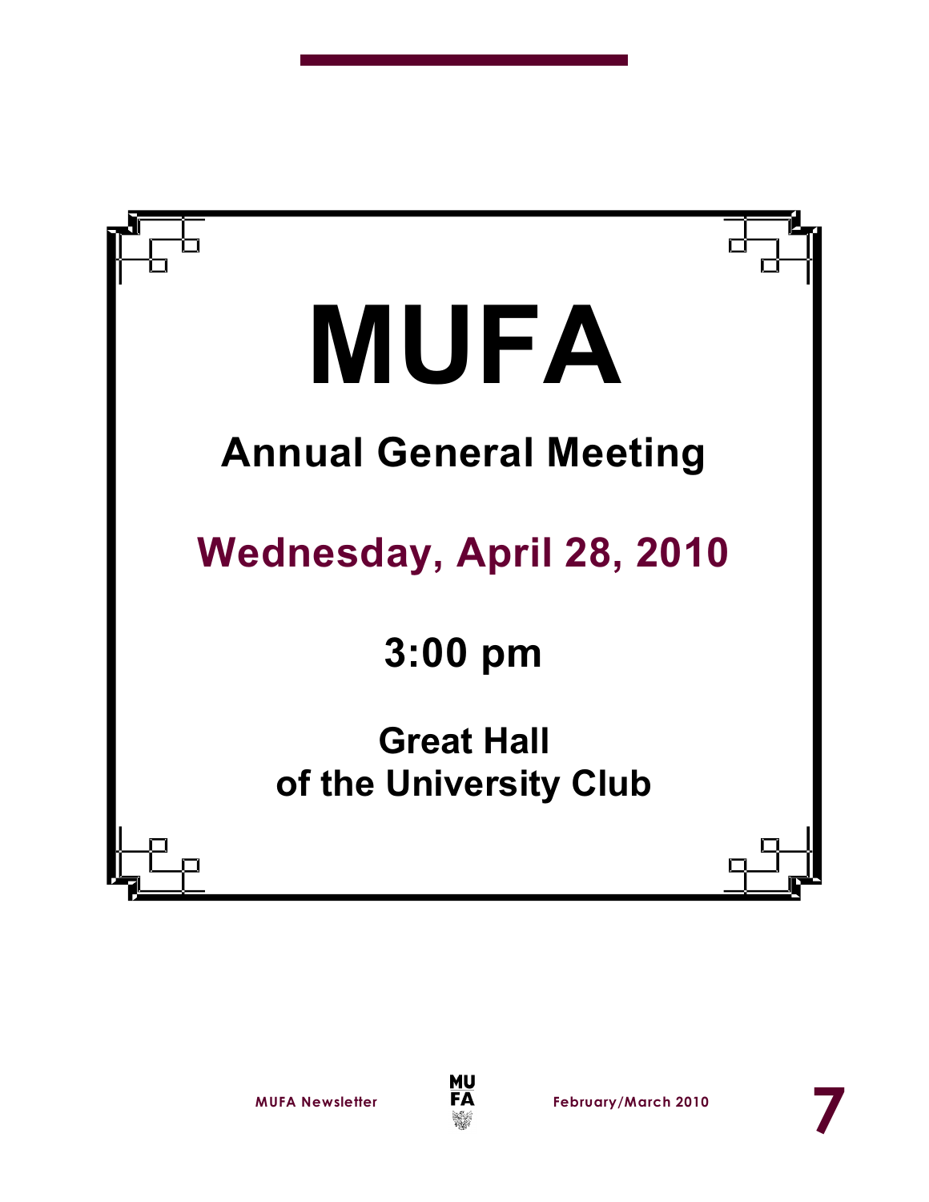# MUFA

## Annual General Meeting

## Wednesday, April 28, 2010

## 3:00 pm

## Great Hall of the University Club